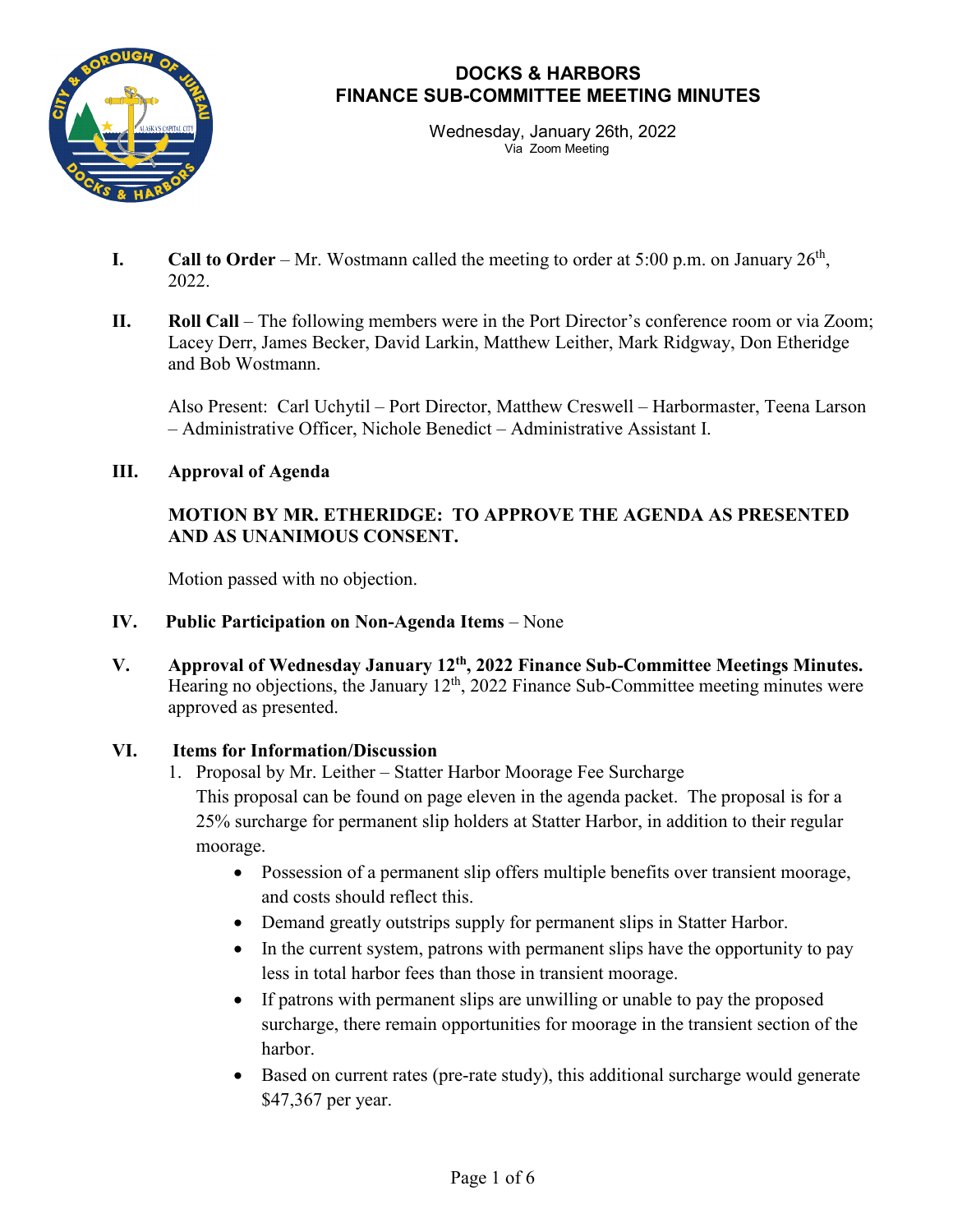# DOCKS & HARBORS
# FINANCE SUB-COMMITTEE MEETING MINUTES

Wednesday, January 26th, 2022
Via Zoom Meeting

**I. Call to Order** – Mr. Wostmann called the meeting to order at 5:00 p.m. on January 26th, 2022.

**II. Roll Call** – The following members were in the Port Director's conference room or via Zoom; Lacey Derr, James Becker, David Larkin, Matthew Leither, Mark Ridgway, Don Etheridge and Bob Wostmann.

Also Present: Carl Uchytil – Port Director, Matthew Creswell – Harbormaster, Teena Larson – Administrative Officer, Nichole Benedict – Administrative Assistant I.

**III. Approval of Agenda**

**MOTION BY MR. ETHERIDGE: TO APPROVE THE AGENDA AS PRESENTED AND AS UNANIMOUS CONSENT.**

Motion passed with no objection.

**IV. Public Participation on Non-Agenda Items** – None

**V. Approval of Wednesday January 12th, 2022 Finance Sub-Committee Meetings Minutes.** Hearing no objections, the January 12th, 2022 Finance Sub-Committee meeting minutes were approved as presented.

**VI. Items for Information/Discussion**

1. Proposal by Mr. Leither – Statter Harbor Moorage Fee Surcharge
   This proposal can be found on page eleven in the agenda packet. The proposal is for a 25% surcharge for permanent slip holders at Statter Harbor, in addition to their regular moorage.
   - Possession of a permanent slip offers multiple benefits over transient moorage, and costs should reflect this.
   - Demand greatly outstrips supply for permanent slips in Statter Harbor.
   - In the current system, patrons with permanent slips have the opportunity to pay less in total harbor fees than those in transient moorage.
   - If patrons with permanent slips are unwilling or unable to pay the proposed surcharge, there remain opportunities for moorage in the transient section of the harbor.
   - Based on current rates (pre-rate study), this additional surcharge would generate $47,367 per year.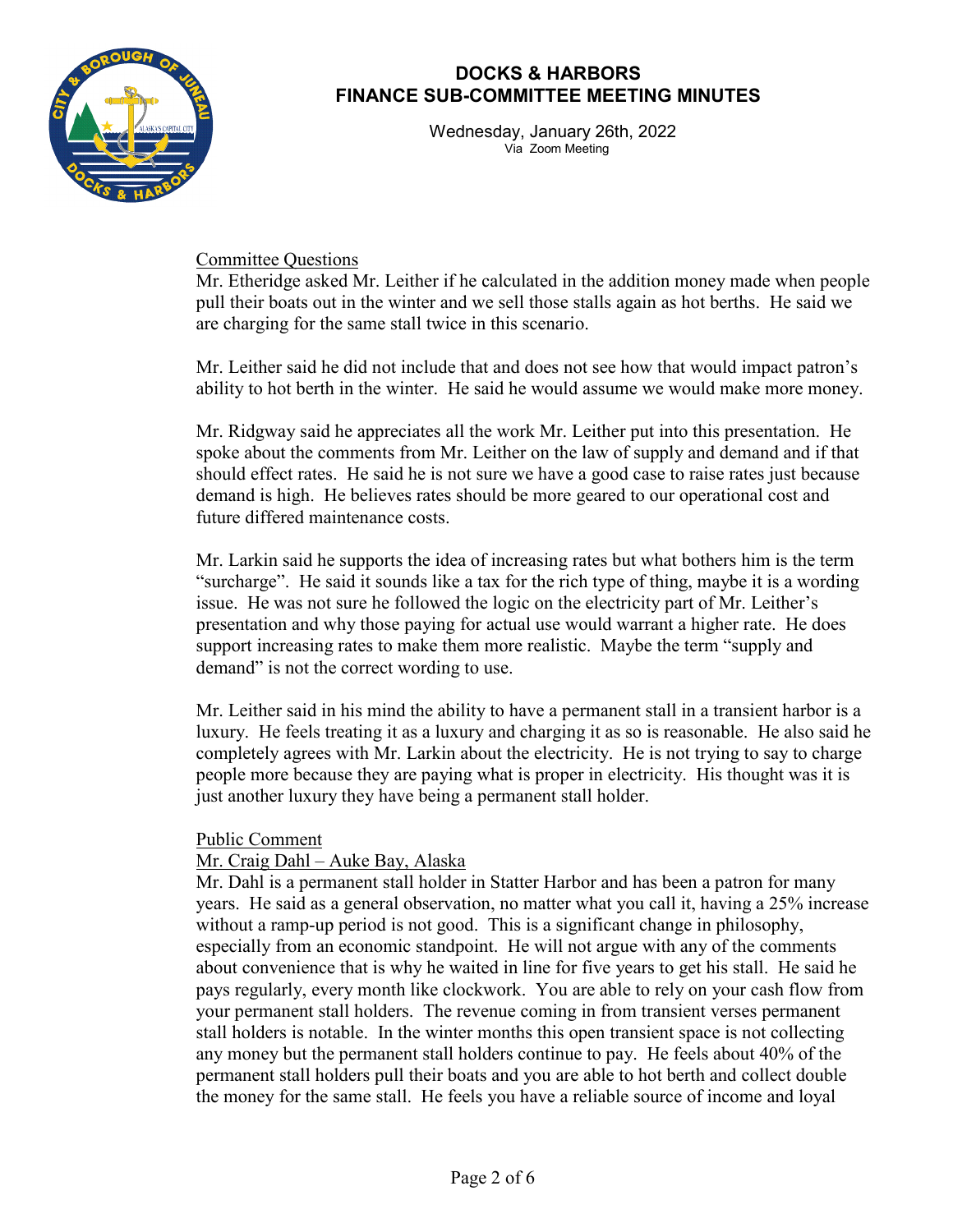Committee Questions

Mr. Etheridge asked Mr. Leither if he calculated in the addition money made when people pull their boats out in the winter and we sell those stalls again as hot berths. He said we are charging for the same stall twice in this scenario.

Mr. Leither said he did not include that and does not see how that would impact patron's ability to hot berth in the winter. He said he would assume we would make more money.

Mr. Ridgway said he appreciates all the work Mr. Leither put into this presentation. He spoke about the comments from Mr. Leither on the law of supply and demand and if that should effect rates. He said he is not sure we have a good case to raise rates just because demand is high. He believes rates should be more geared to our operational cost and future differed maintenance costs.

Mr. Larkin said he supports the idea of increasing rates but what bothers him is the term "surcharge". He said it sounds like a tax for the rich type of thing, maybe it is a wording issue. He was not sure he followed the logic on the electricity part of Mr. Leither's presentation and why those paying for actual use would warrant a higher rate. He does support increasing rates to make them more realistic. Maybe the term "supply and demand" is not the correct wording to use.

Mr. Leither said in his mind the ability to have a permanent stall in a transient harbor is a luxury. He feels treating it as a luxury and charging it as so is reasonable. He also said he completely agrees with Mr. Larkin about the electricity. He is not trying to say to charge people more because they are paying what is proper in electricity. His thought was it is just another luxury they have being a permanent stall holder.

Public Comment

Mr. Craig Dahl – Auke Bay, Alaska

Mr. Dahl is a permanent stall holder in Statter Harbor and has been a patron for many years. He said as a general observation, no matter what you call it, having a 25% increase without a ramp-up period is not good. This is a significant change in philosophy, especially from an economic standpoint. He will not argue with any of the comments about convenience that is why he waited in line for five years to get his stall. He said he pays regularly, every month like clockwork. You are able to rely on your cash flow from your permanent stall holders. The revenue coming in from transient verses permanent stall holders is notable. In the winter months this open transient space is not collecting any money but the permanent stall holders continue to pay. He feels about 40% of the permanent stall holders pull their boats and you are able to hot berth and collect double the money for the same stall. He feels you have a reliable source of income and loyal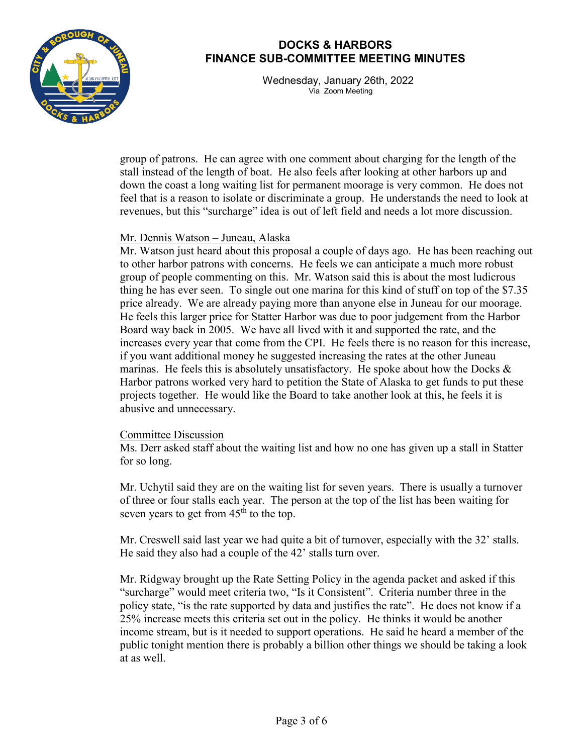group of patrons. He can agree with one comment about charging for the length of the stall instead of the length of boat. He also feels after looking at other harbors up and down the coast a long waiting list for permanent moorage is very common. He does not feel that is a reason to isolate or discriminate a group. He understands the need to look at revenues, but this "surcharge" idea is out of left field and needs a lot more discussion.

Mr. Dennis Watson – Juneau, Alaska

Mr. Watson just heard about this proposal a couple of days ago. He has been reaching out to other harbor patrons with concerns. He feels we can anticipate a much more robust group of people commenting on this. Mr. Watson said this is about the most ludicrous thing he has ever seen. To single out one marina for this kind of stuff on top of the $7.35 price already. We are already paying more than anyone else in Juneau for our moorage. He feels this larger price for Statter Harbor was due to poor judgement from the Harbor Board way back in 2005. We have all lived with it and supported the rate, and the increases every year that come from the CPI. He feels there is no reason for this increase, if you want additional money he suggested increasing the rates at the other Juneau marinas. He feels this is absolutely unsatisfactory. He spoke about how the Docks & Harbor patrons worked very hard to petition the State of Alaska to get funds to put these projects together. He would like the Board to take another look at this, he feels it is abusive and unnecessary.

Committee Discussion

Ms. Derr asked staff about the waiting list and how no one has given up a stall in Statter for so long.

Mr. Uchytil said they are on the waiting list for seven years. There is usually a turnover of three or four stalls each year. The person at the top of the list has been waiting for seven years to get from 45th to the top.

Mr. Creswell said last year we had quite a bit of turnover, especially with the 32' stalls. He said they also had a couple of the 42' stalls turn over.

Mr. Ridgway brought up the Rate Setting Policy in the agenda packet and asked if this "surcharge" would meet criteria two, "Is it Consistent". Criteria number three in the policy state, "is the rate supported by data and justifies the rate". He does not know if a 25% increase meets this criteria set out in the policy. He thinks it would be another income stream, but is it needed to support operations. He said he heard a member of the public tonight mention there is probably a billion other things we should be taking a look at as well.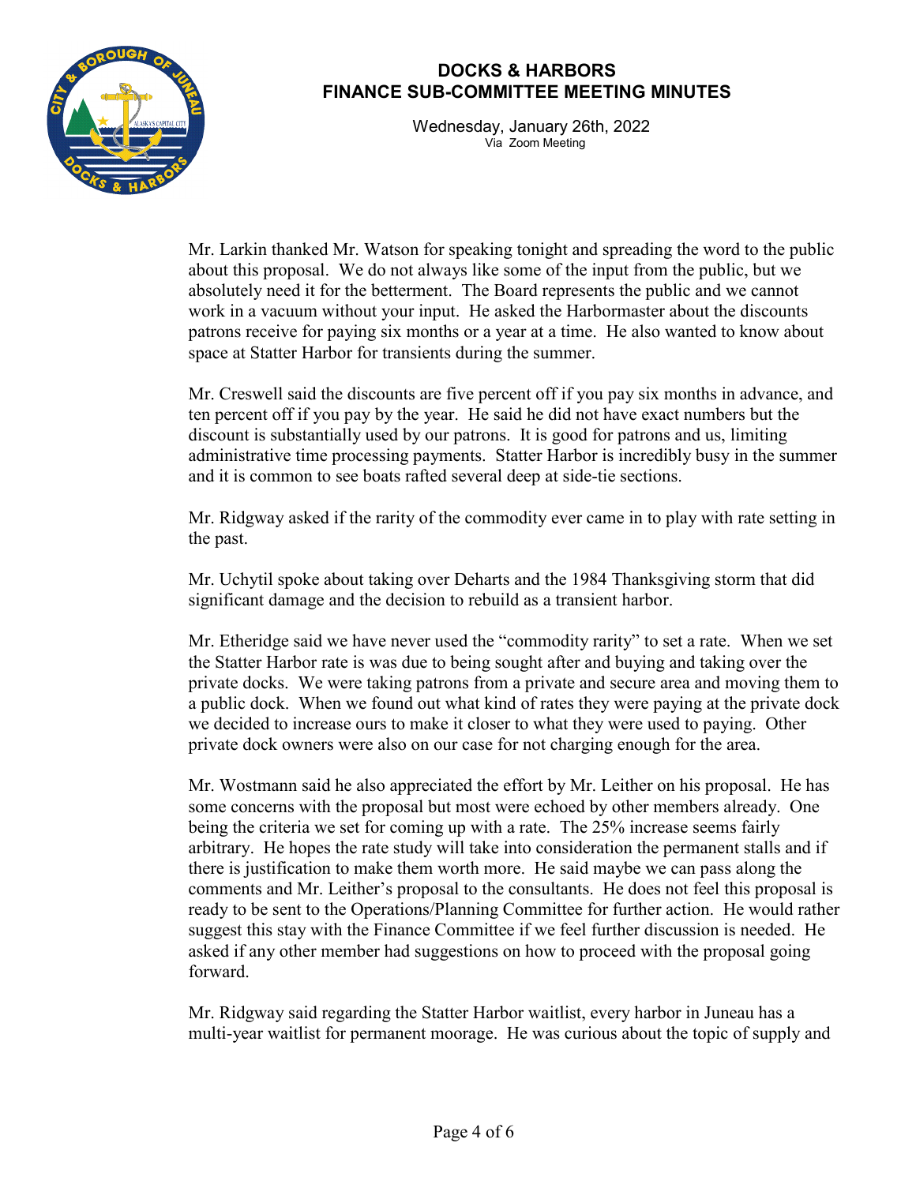Mr. Larkin thanked Mr. Watson for speaking tonight and spreading the word to the public about this proposal. We do not always like some of the input from the public, but we absolutely need it for the betterment. The Board represents the public and we cannot work in a vacuum without your input. He asked the Harbormaster about the discounts patrons receive for paying six months or a year at a time. He also wanted to know about space at Statter Harbor for transients during the summer.

Mr. Creswell said the discounts are five percent off if you pay six months in advance, and ten percent off if you pay by the year. He said he did not have exact numbers but the discount is substantially used by our patrons. It is good for patrons and us, limiting administrative time processing payments. Statter Harbor is incredibly busy in the summer and it is common to see boats rafted several deep at side-tie sections.

Mr. Ridgway asked if the rarity of the commodity ever came in to play with rate setting in the past.

Mr. Uchytil spoke about taking over Deharts and the 1984 Thanksgiving storm that did significant damage and the decision to rebuild as a transient harbor.

Mr. Etheridge said we have never used the "commodity rarity" to set a rate. When we set the Statter Harbor rate is was due to being sought after and buying and taking over the private docks. We were taking patrons from a private and secure area and moving them to a public dock. When we found out what kind of rates they were paying at the private dock we decided to increase ours to make it closer to what they were used to paying. Other private dock owners were also on our case for not charging enough for the area.

Mr. Wostmann said he also appreciated the effort by Mr. Leither on his proposal. He has some concerns with the proposal but most were echoed by other members already. One being the criteria we set for coming up with a rate. The 25% increase seems fairly arbitrary. He hopes the rate study will take into consideration the permanent stalls and if there is justification to make them worth more. He said maybe we can pass along the comments and Mr. Leither's proposal to the consultants. He does not feel this proposal is ready to be sent to the Operations/Planning Committee for further action. He would rather suggest this stay with the Finance Committee if we feel further discussion is needed. He asked if any other member had suggestions on how to proceed with the proposal going forward.

Mr. Ridgway said regarding the Statter Harbor waitlist, every harbor in Juneau has a multi-year waitlist for permanent moorage. He was curious about the topic of supply and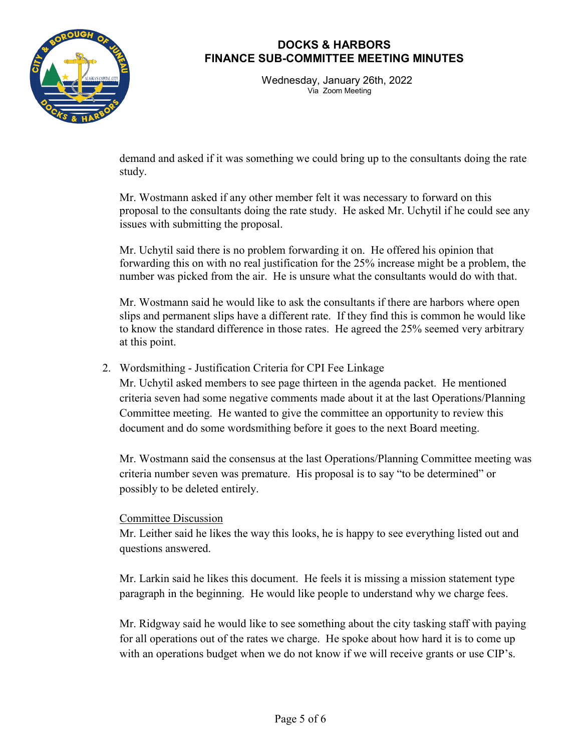demand and asked if it was something we could bring up to the consultants doing the rate study.

Mr. Wostmann asked if any other member felt it was necessary to forward on this proposal to the consultants doing the rate study. He asked Mr. Uchytil if he could see any issues with submitting the proposal.

Mr. Uchytil said there is no problem forwarding it on. He offered his opinion that forwarding this on with no real justification for the 25% increase might be a problem, the number was picked from the air. He is unsure what the consultants would do with that.

Mr. Wostmann said he would like to ask the consultants if there are harbors where open slips and permanent slips have a different rate. If they find this is common he would like to know the standard difference in those rates. He agreed the 25% seemed very arbitrary at this point.

2. Wordsmithing - Justification Criteria for CPI Fee Linkage

   Mr. Uchytil asked members to see page thirteen in the agenda packet. He mentioned criteria seven had some negative comments made about it at the last Operations/Planning Committee meeting. He wanted to give the committee an opportunity to review this document and do some wordsmithing before it goes to the next Board meeting.

   Mr. Wostmann said the consensus at the last Operations/Planning Committee meeting was criteria number seven was premature. His proposal is to say "to be determined" or possibly to be deleted entirely.

   Committee Discussion

   Mr. Leither said he likes the way this looks, he is happy to see everything listed out and questions answered.

   Mr. Larkin said he likes this document. He feels it is missing a mission statement type paragraph in the beginning. He would like people to understand why we charge fees.

   Mr. Ridgway said he would like to see something about the city tasking staff with paying for all operations out of the rates we charge. He spoke about how hard it is to come up with an operations budget when we do not know if we will receive grants or use CIP's.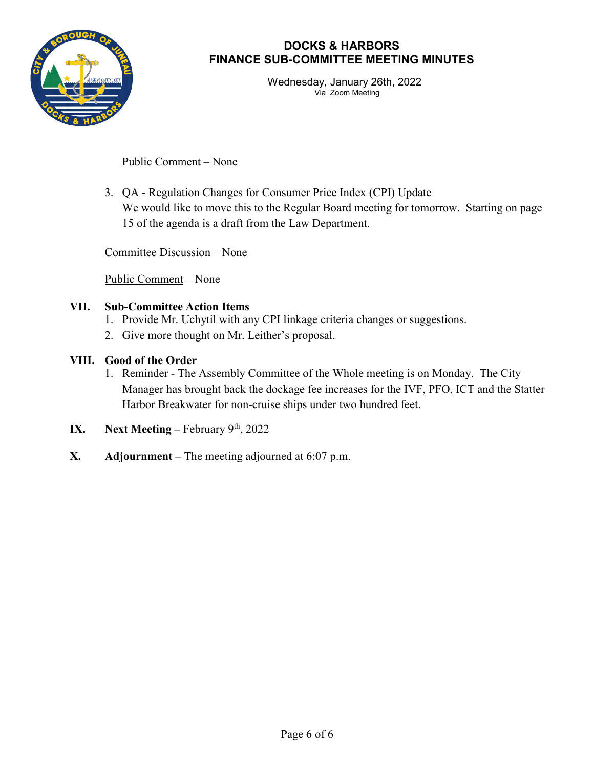# DOCKS & HARBORS
# FINANCE SUB-COMMITTEE MEETING MINUTES

Wednesday, January 26th, 2022
Via Zoom Meeting

Public Comment – None

3. QA - Regulation Changes for Consumer Price Index (CPI) Update
   We would like to move this to the Regular Board meeting for tomorrow. Starting on page 15 of the agenda is a draft from the Law Department.

Committee Discussion – None

Public Comment – None

**VII. Sub-Committee Action Items**

1. Provide Mr. Uchytil with any CPI linkage criteria changes or suggestions.
2. Give more thought on Mr. Leither's proposal.

**VIII. Good of the Order**

1. Reminder - The Assembly Committee of the Whole meeting is on Monday. The City Manager has brought back the dockage fee increases for the IVF, PFO, ICT and the Statter Harbor Breakwater for non-cruise ships under two hundred feet.

**IX. Next Meeting –** February 9th, 2022

**X. Adjournment –** The meeting adjourned at 6:07 p.m.